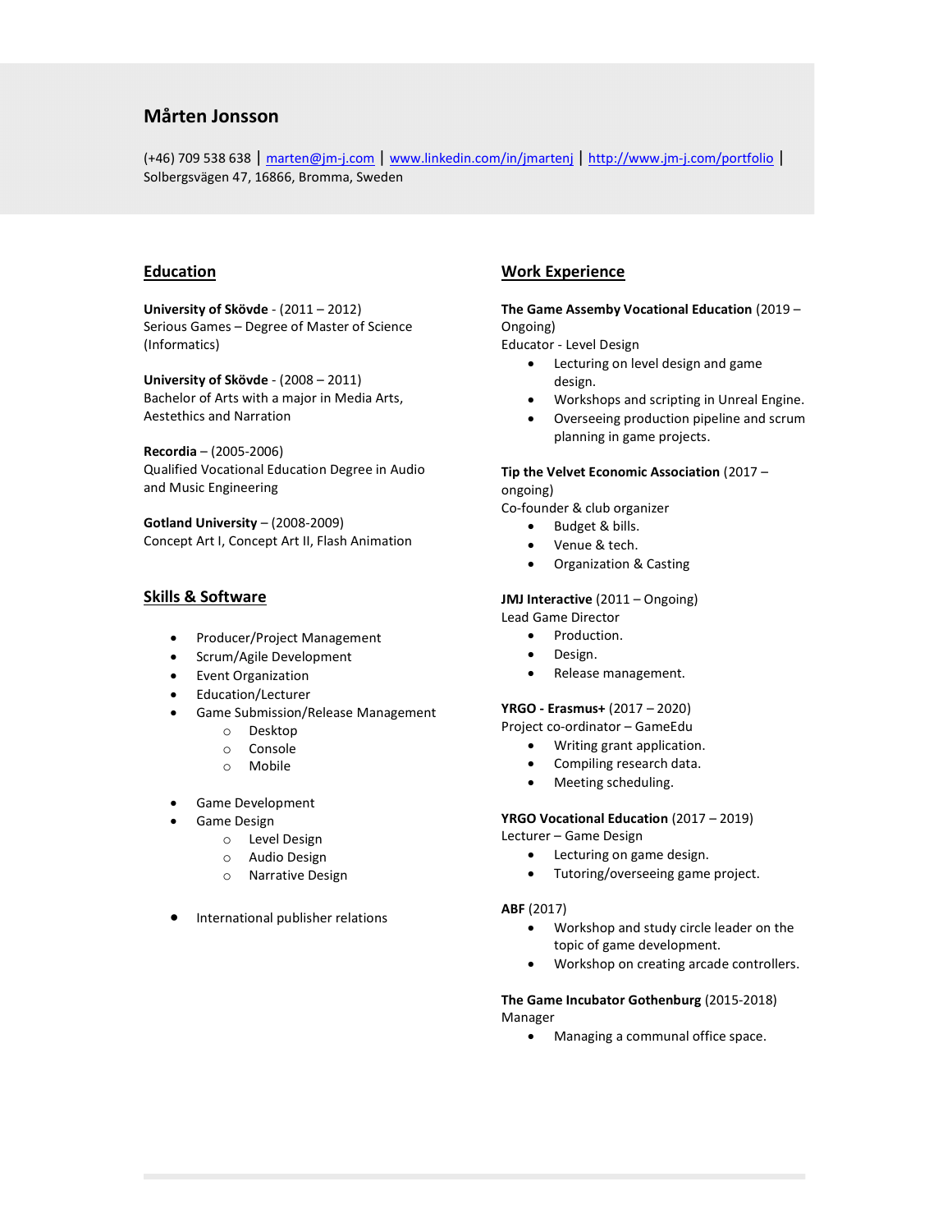# Mårten Jonsson

(+46) 709 538 638 | marten@jm-j.com | www.linkedin.com/in/jmartenj | http://www.jm-j.com/portfolio | Solbergsvägen 47, 16866, Bromma, Sweden

## Education

**University of Skövde** - (2011 – 2012)
Serious Games – Degree of Master of Science (Informatics)

**University of Skövde** - (2008 – 2011)
Bachelor of Arts with a major in Media Arts, Aestethics and Narration

**Recordia** – (2005-2006)
Qualified Vocational Education Degree in Audio and Music Engineering

**Gotland University** – (2008-2009)
Concept Art I, Concept Art II, Flash Animation

## Skills & Software

- Producer/Project Management
- Scrum/Agile Development
- Event Organization
- Education/Lecturer
- Game Submission/Release Management
  - Desktop
  - Console
  - Mobile
- Game Development
- Game Design
  - Level Design
  - Audio Design
  - Narrative Design
- International publisher relations

## Work Experience

**The Game Assemby Vocational Education** (2019 – Ongoing)
Educator - Level Design
- Lecturing on level design and game design.
- Workshops and scripting in Unreal Engine.
- Overseeing production pipeline and scrum planning in game projects.

**Tip the Velvet Economic Association** (2017 – ongoing)
Co-founder & club organizer
- Budget & bills.
- Venue & tech.
- Organization & Casting

**JMJ Interactive** (2011 – Ongoing)
Lead Game Director
- Production.
- Design.
- Release management.

**YRGO - Erasmus+** (2017 – 2020)
Project co-ordinator – GameEdu
- Writing grant application.
- Compiling research data.
- Meeting scheduling.

**YRGO Vocational Education** (2017 – 2019)
Lecturer – Game Design
- Lecturing on game design.
- Tutoring/overseeing game project.

**ABF** (2017)
- Workshop and study circle leader on the topic of game development.
- Workshop on creating arcade controllers.

**The Game Incubator Gothenburg** (2015-2018)
Manager
- Managing a communal office space.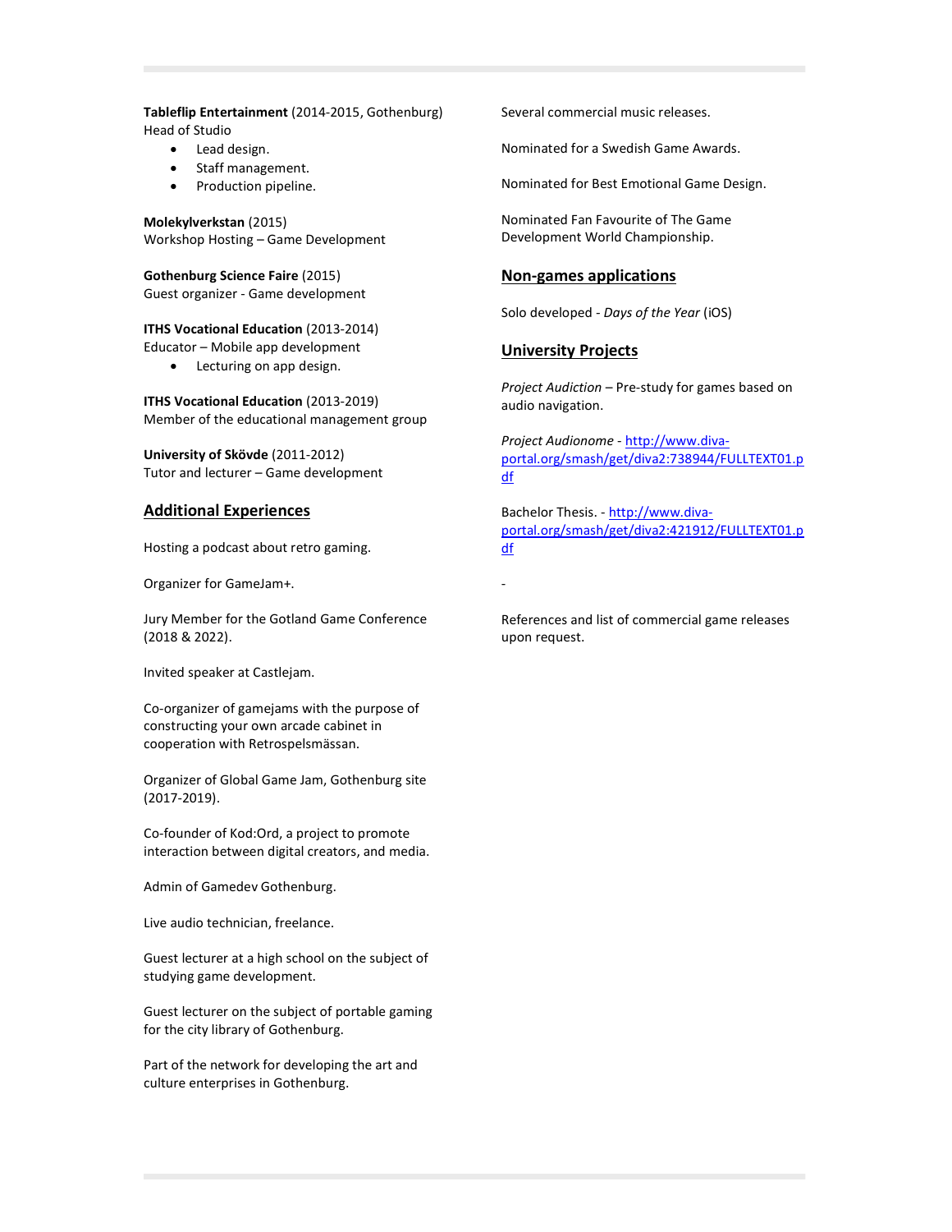**Tableflip Entertainment** (2014-2015, Gothenburg)
Head of Studio

- Lead design.
- Staff management.
- Production pipeline.

**Molekylverkstan** (2015)
Workshop Hosting – Game Development

**Gothenburg Science Faire** (2015)
Guest organizer - Game development

**ITHS Vocational Education** (2013-2014)
Educator – Mobile app development

- Lecturing on app design.

**ITHS Vocational Education** (2013-2019)
Member of the educational management group

**University of Skövde** (2011-2012)
Tutor and lecturer – Game development

## Additional Experiences

Hosting a podcast about retro gaming.

Organizer for GameJam+.

Jury Member for the Gotland Game Conference (2018 & 2022).

Invited speaker at Castlejam.

Co-organizer of gamejams with the purpose of constructing your own arcade cabinet in cooperation with Retrospelsmässan.

Organizer of Global Game Jam, Gothenburg site (2017-2019).

Co-founder of Kod:Ord, a project to promote interaction between digital creators, and media.

Admin of Gamedev Gothenburg.

Live audio technician, freelance.

Guest lecturer at a high school on the subject of studying game development.

Guest lecturer on the subject of portable gaming for the city library of Gothenburg.

Part of the network for developing the art and culture enterprises in Gothenburg.

Several commercial music releases.

Nominated for a Swedish Game Awards.

Nominated for Best Emotional Game Design.

Nominated Fan Favourite of The Game Development World Championship.

## Non-games applications

Solo developed - *Days of the Year* (iOS)

## University Projects

*Project Audiction* – Pre-study for games based on audio navigation.

*Project Audionome* - http://www.diva-portal.org/smash/get/diva2:738944/FULLTEXT01.pdf

Bachelor Thesis. - http://www.diva-portal.org/smash/get/diva2:421912/FULLTEXT01.pdf

-

References and list of commercial game releases upon request.